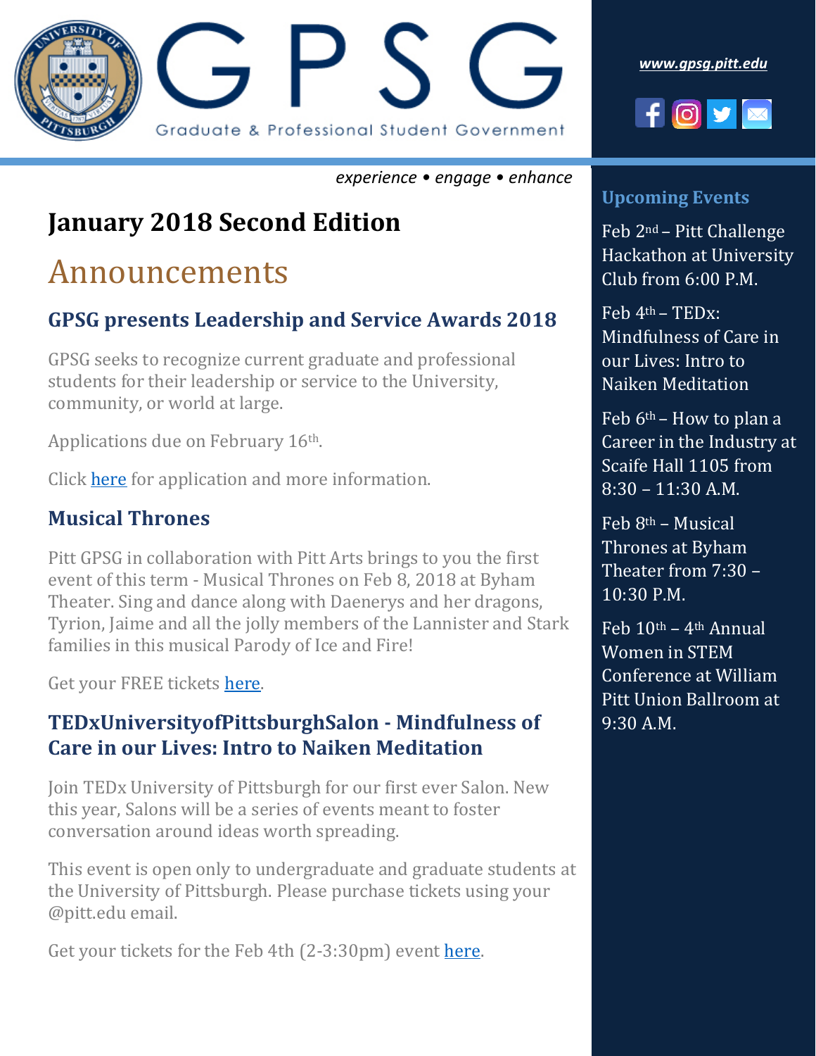# GPSG

Graduate & Professional Student Government

*www.gpsg.pitt.edu*

*experience • engage • enhance*

## January 2018 Second Edition

# Announcements

### GPSG presents Leadership and Service Awards 2018

GPSG seeks to recognize current graduate and professional students for their leadership or service to the University, community, or world at large.

Applications due on February 16th.

Click here for application and more information.

### Musical Thrones

Pitt GPSG in collaboration with Pitt Arts brings to you the first event of this term - Musical Thrones on Feb 8, 2018 at Byham Theater. Sing and dance along with Daenerys and her dragons, Tyrion, Jaime and all the jolly members of the Lannister and Stark families in this musical Parody of Ice and Fire!

Get your FREE tickets here.

### TEDxUniversityofPittsburghSalon - Mindfulness of Care in our Lives: Intro to Naiken Meditation

Join TEDx University of Pittsburgh for our first ever Salon. New this year, Salons will be a series of events meant to foster conversation around ideas worth spreading.

This event is open only to undergraduate and graduate students at the University of Pittsburgh. Please purchase tickets using your @pitt.edu email.

Get your tickets for the Feb 4th (2-3:30pm) event here.

### Upcoming Events

Feb 2nd – Pitt Challenge Hackathon at University Club from 6:00 P.M.

Feb 4th – TEDx: Mindfulness of Care in our Lives: Intro to Naiken Meditation

Feb 6th – How to plan a Career in the Industry at Scaife Hall 1105 from 8:30 – 11:30 A.M.

Feb 8th – Musical Thrones at Byham Theater from 7:30 – 10:30 P.M.

Feb 10th – 4th Annual Women in STEM Conference at William Pitt Union Ballroom at 9:30 A.M.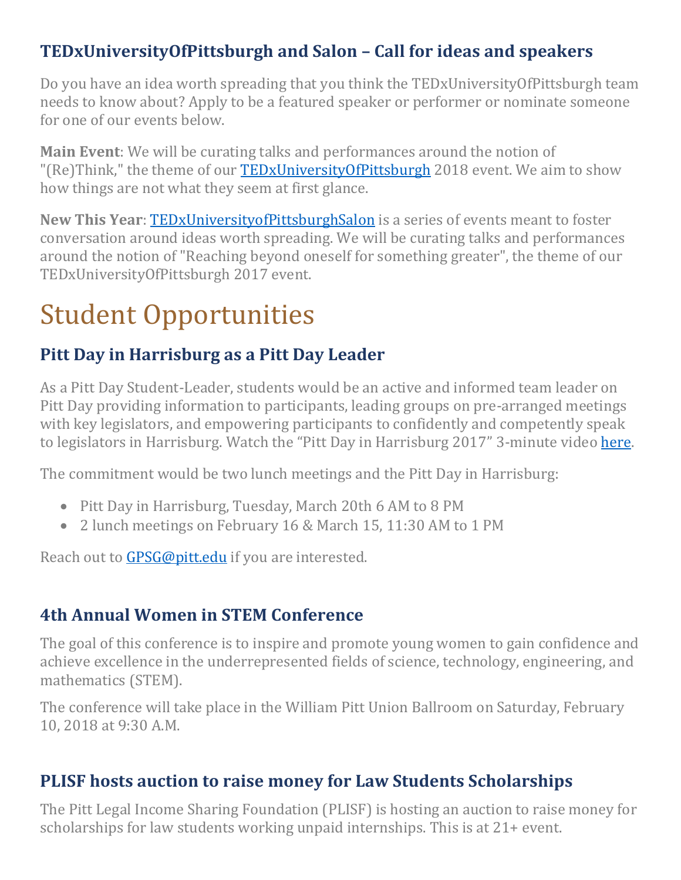### TEDxUniversityOfPittsburgh and Salon – Call for ideas and speakers

Do you have an idea worth spreading that you think the TEDxUniversityOfPittsburgh team needs to know about? Apply to be a featured speaker or performer or nominate someone for one of our events below.

**Main Event**: We will be curating talks and performances around the notion of "(Re)Think," the theme of our TEDxUniversityOfPittsburgh 2018 event. We aim to show how things are not what they seem at first glance.

**New This Year**: TEDxUniversityofPittsburghSalon is a series of events meant to foster conversation around ideas worth spreading. We will be curating talks and performances around the notion of "Reaching beyond oneself for something greater", the theme of our TEDxUniversityOfPittsburgh 2017 event.

# Student Opportunities

### Pitt Day in Harrisburg as a Pitt Day Leader

As a Pitt Day Student-Leader, students would be an active and informed team leader on Pitt Day providing information to participants, leading groups on pre-arranged meetings with key legislators, and empowering participants to confidently and competently speak to legislators in Harrisburg. Watch the "Pitt Day in Harrisburg 2017" 3-minute video here.

The commitment would be two lunch meetings and the Pitt Day in Harrisburg:

- Pitt Day in Harrisburg, Tuesday, March 20th 6 AM to 8 PM
- 2 lunch meetings on February 16 & March 15, 11:30 AM to 1 PM

Reach out to GPSG@pitt.edu if you are interested.

### 4th Annual Women in STEM Conference

The goal of this conference is to inspire and promote young women to gain confidence and achieve excellence in the underrepresented fields of science, technology, engineering, and mathematics (STEM).

The conference will take place in the William Pitt Union Ballroom on Saturday, February 10, 2018 at 9:30 A.M.

### PLISF hosts auction to raise money for Law Students Scholarships

The Pitt Legal Income Sharing Foundation (PLISF) is hosting an auction to raise money for scholarships for law students working unpaid internships. This is at 21+ event.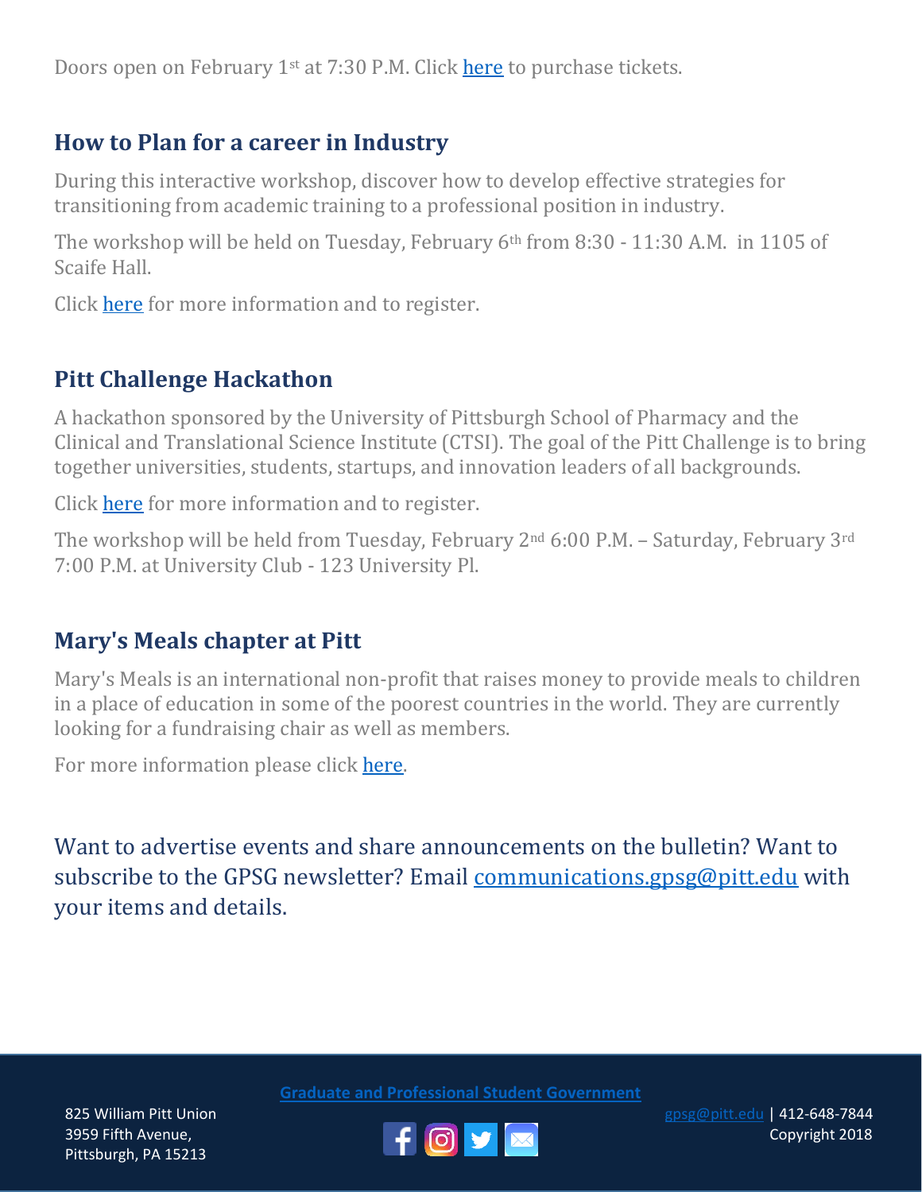Doors open on February 1st at 7:30 P.M. Click here to purchase tickets.

## How to Plan for a career in Industry

During this interactive workshop, discover how to develop effective strategies for transitioning from academic training to a professional position in industry.

The workshop will be held on Tuesday, February 6th from 8:30 - 11:30 A.M. in 1105 of Scaife Hall.

Click here for more information and to register.

## Pitt Challenge Hackathon

A hackathon sponsored by the University of Pittsburgh School of Pharmacy and the Clinical and Translational Science Institute (CTSI). The goal of the Pitt Challenge is to bring together universities, students, startups, and innovation leaders of all backgrounds.

Click here for more information and to register.

The workshop will be held from Tuesday, February 2nd 6:00 P.M. – Saturday, February 3rd 7:00 P.M. at University Club - 123 University Pl.

## Mary's Meals chapter at Pitt

Mary's Meals is an international non-profit that raises money to provide meals to children in a place of education in some of the poorest countries in the world. They are currently looking for a fundraising chair as well as members.

For more information please click here.

Want to advertise events and share announcements on the bulletin? Want to subscribe to the GPSG newsletter? Email communications.gpsg@pitt.edu with your items and details.

**Graduate and Professional Student Government**

825 William Pitt Union
3959 Fifth Avenue,
Pittsburgh, PA 15213

gpsg@pitt.edu | 412-648-7844
Copyright 2018